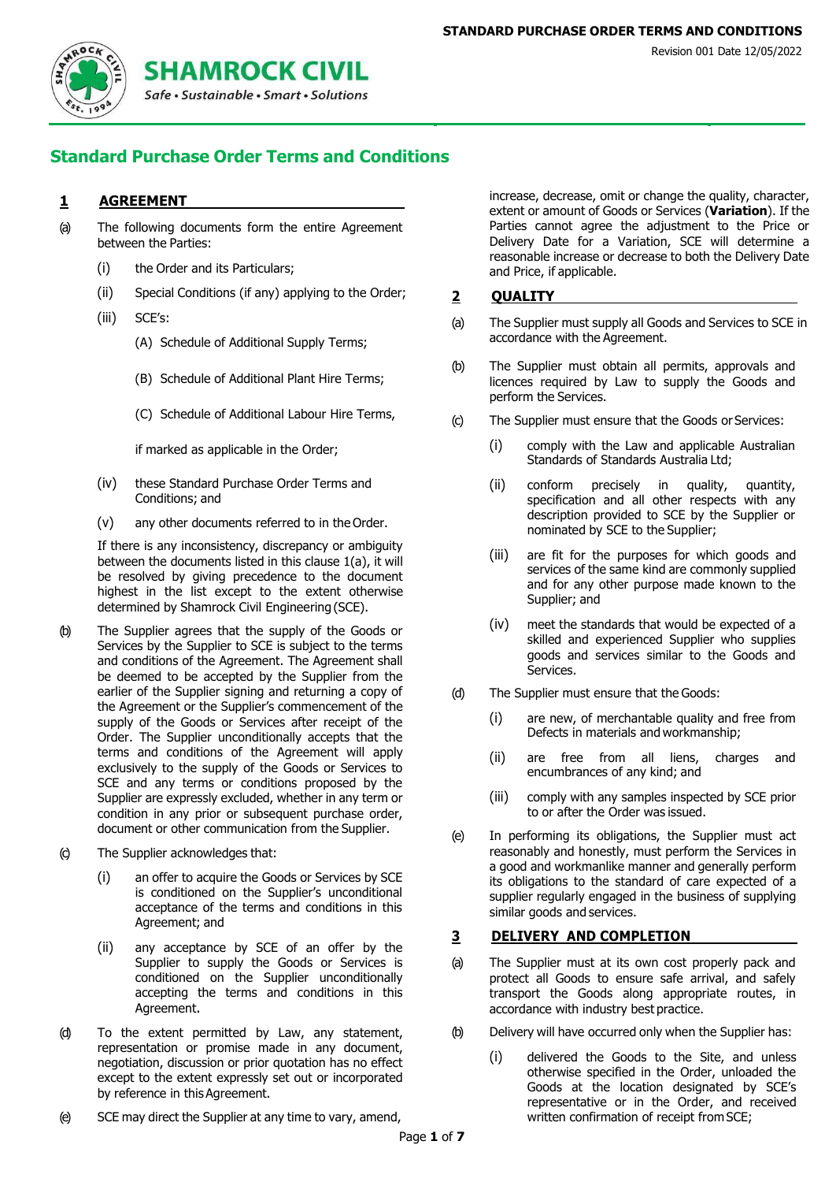# Standard Purchase Order Terms and Conditions

## 1 AGREEMENT

(a) The following documents form the entire Agreement between the Parties:

   (i) the Order and its Particulars;

   (ii) Special Conditions (if any) applying to the Order;

   (iii) SCE's:

      (A) Schedule of Additional Supply Terms;

      (B) Schedule of Additional Plant Hire Terms;

      (C) Schedule of Additional Labour Hire Terms,

   if marked as applicable in the Order;

   (iv) these Standard Purchase Order Terms and Conditions; and

   (v) any other documents referred to in the Order.

   If there is any inconsistency, discrepancy or ambiguity between the documents listed in this clause 1(a), it will be resolved by giving precedence to the document highest in the list except to the extent otherwise determined by Shamrock Civil Engineering (SCE).

(b) The Supplier agrees that the supply of the Goods or Services by the Supplier to SCE is subject to the terms and conditions of the Agreement. The Agreement shall be deemed to be accepted by the Supplier from the earlier of the Supplier signing and returning a copy of the Agreement or the Supplier's commencement of the supply of the Goods or Services after receipt of the Order. The Supplier unconditionally accepts that the terms and conditions of the Agreement will apply exclusively to the supply of the Goods or Services to SCE and any terms or conditions proposed by the Supplier are expressly excluded, whether in any term or condition in any prior or subsequent purchase order, document or other communication from the Supplier.

(c) The Supplier acknowledges that:

   (i) an offer to acquire the Goods or Services by SCE is conditioned on the Supplier's unconditional acceptance of the terms and conditions in this Agreement; and

   (ii) any acceptance by SCE of an offer by the Supplier to supply the Goods or Services is conditioned on the Supplier unconditionally accepting the terms and conditions in this Agreement.

(d) To the extent permitted by Law, any statement, representation or promise made in any document, negotiation, discussion or prior quotation has no effect except to the extent expressly set out or incorporated by reference in this Agreement.

(e) SCE may direct the Supplier at any time to vary, amend, increase, decrease, omit or change the quality, character, extent or amount of Goods or Services (**Variation**). If the Parties cannot agree the adjustment to the Price or Delivery Date for a Variation, SCE will determine a reasonable increase or decrease to both the Delivery Date and Price, if applicable.

## 2 QUALITY

(a) The Supplier must supply all Goods and Services to SCE in accordance with the Agreement.

(b) The Supplier must obtain all permits, approvals and licences required by Law to supply the Goods and perform the Services.

(c) The Supplier must ensure that the Goods or Services:

   (i) comply with the Law and applicable Australian Standards of Standards Australia Ltd;

   (ii) conform precisely in quality, quantity, specification and all other respects with any description provided to SCE by the Supplier or nominated by SCE to the Supplier;

   (iii) are fit for the purposes for which goods and services of the same kind are commonly supplied and for any other purpose made known to the Supplier; and

   (iv) meet the standards that would be expected of a skilled and experienced Supplier who supplies goods and services similar to the Goods and Services.

(d) The Supplier must ensure that the Goods:

   (i) are new, of merchantable quality and free from Defects in materials and workmanship;

   (ii) are free from all liens, charges and encumbrances of any kind; and

   (iii) comply with any samples inspected by SCE prior to or after the Order was issued.

(e) In performing its obligations, the Supplier must act reasonably and honestly, must perform the Services in a good and workmanlike manner and generally perform its obligations to the standard of care expected of a supplier regularly engaged in the business of supplying similar goods and services.

## 3 DELIVERY AND COMPLETION

(a) The Supplier must at its own cost properly pack and protect all Goods to ensure safe arrival, and safely transport the Goods along appropriate routes, in accordance with industry best practice.

(b) Delivery will have occurred only when the Supplier has:

   (i) delivered the Goods to the Site, and unless otherwise specified in the Order, unloaded the Goods at the location designated by SCE's representative or in the Order, and received written confirmation of receipt from SCE;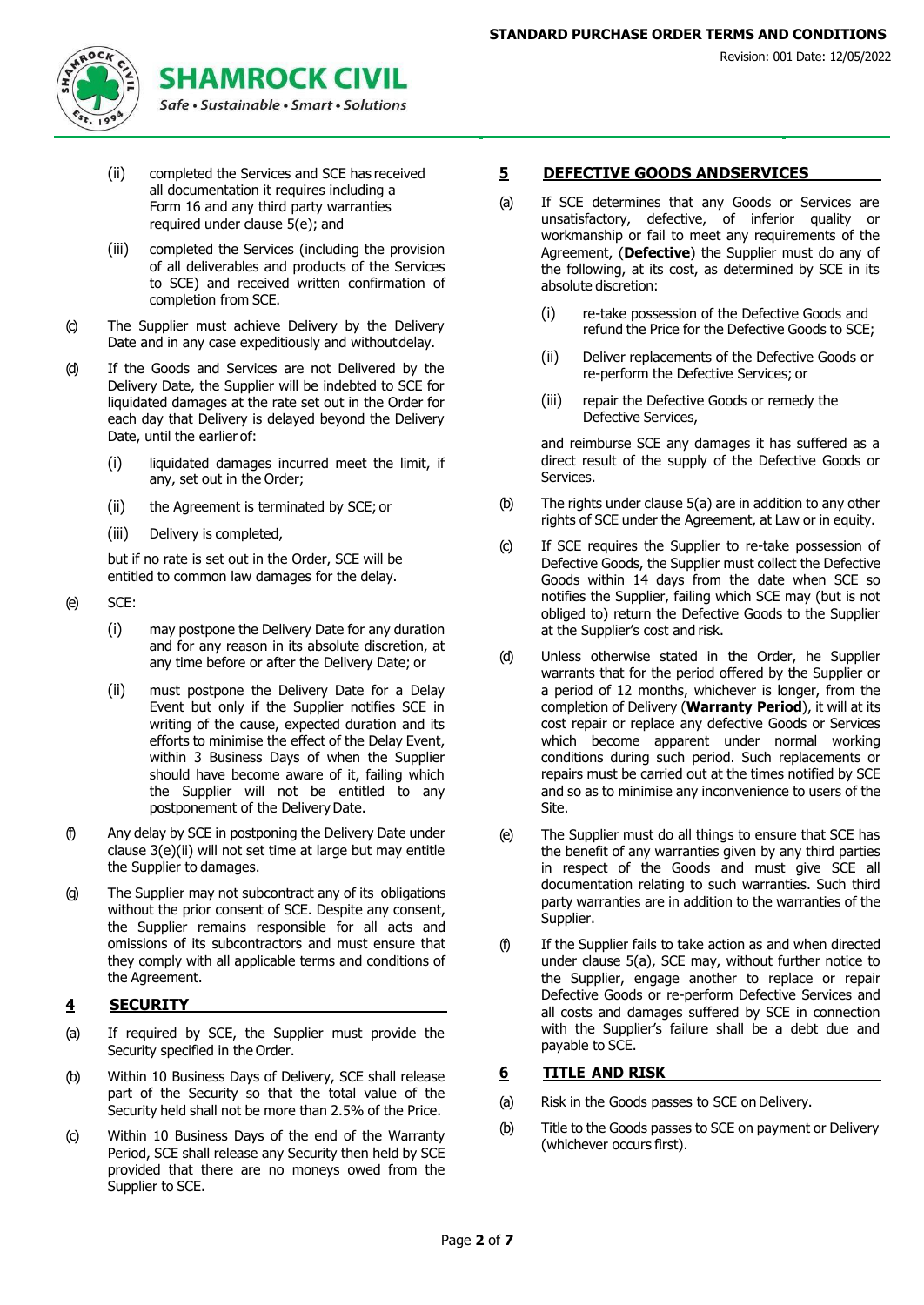(ii) completed the Services and SCE has received all documentation it requires including a Form 16 and any third party warranties required under clause 5(e); and

(iii) completed the Services (including the provision of all deliverables and products of the Services to SCE) and received written confirmation of completion from SCE.

(c) The Supplier must achieve Delivery by the Delivery Date and in any case expeditiously and without delay.

(d) If the Goods and Services are not Delivered by the Delivery Date, the Supplier will be indebted to SCE for liquidated damages at the rate set out in the Order for each day that Delivery is delayed beyond the Delivery Date, until the earlier of:

(i) liquidated damages incurred meet the limit, if any, set out in the Order;

(ii) the Agreement is terminated by SCE; or

(iii) Delivery is completed,

but if no rate is set out in the Order, SCE will be entitled to common law damages for the delay.

(e) SCE:

(i) may postpone the Delivery Date for any duration and for any reason in its absolute discretion, at any time before or after the Delivery Date; or

(ii) must postpone the Delivery Date for a Delay Event but only if the Supplier notifies SCE in writing of the cause, expected duration and its efforts to minimise the effect of the Delay Event, within 3 Business Days of when the Supplier should have become aware of it, failing which the Supplier will not be entitled to any postponement of the Delivery Date.

(f) Any delay by SCE in postponing the Delivery Date under clause 3(e)(ii) will not set time at large but may entitle the Supplier to damages.

(g) The Supplier may not subcontract any of its obligations without the prior consent of SCE. Despite any consent, the Supplier remains responsible for all acts and omissions of its subcontractors and must ensure that they comply with all applicable terms and conditions of the Agreement.

## 4 SECURITY

(a) If required by SCE, the Supplier must provide the Security specified in the Order.

(b) Within 10 Business Days of Delivery, SCE shall release part of the Security so that the total value of the Security held shall not be more than 2.5% of the Price.

(c) Within 10 Business Days of the end of the Warranty Period, SCE shall release any Security then held by SCE provided that there are no moneys owed from the Supplier to SCE.

## 5 DEFECTIVE GOODS ANDSERVICES

(a) If SCE determines that any Goods or Services are unsatisfactory, defective, of inferior quality or workmanship or fail to meet any requirements of the Agreement, (**Defective**) the Supplier must do any of the following, at its cost, as determined by SCE in its absolute discretion:

(i) re-take possession of the Defective Goods and refund the Price for the Defective Goods to SCE;

(ii) Deliver replacements of the Defective Goods or re-perform the Defective Services; or

(iii) repair the Defective Goods or remedy the Defective Services,

and reimburse SCE any damages it has suffered as a direct result of the supply of the Defective Goods or Services.

(b) The rights under clause 5(a) are in addition to any other rights of SCE under the Agreement, at Law or in equity.

(c) If SCE requires the Supplier to re-take possession of Defective Goods, the Supplier must collect the Defective Goods within 14 days from the date when SCE so notifies the Supplier, failing which SCE may (but is not obliged to) return the Defective Goods to the Supplier at the Supplier's cost and risk.

(d) Unless otherwise stated in the Order, he Supplier warrants that for the period offered by the Supplier or a period of 12 months, whichever is longer, from the completion of Delivery (**Warranty Period**), it will at its cost repair or replace any defective Goods or Services which become apparent under normal working conditions during such period. Such replacements or repairs must be carried out at the times notified by SCE and so as to minimise any inconvenience to users of the Site.

(e) The Supplier must do all things to ensure that SCE has the benefit of any warranties given by any third parties in respect of the Goods and must give SCE all documentation relating to such warranties. Such third party warranties are in addition to the warranties of the Supplier.

(f) If the Supplier fails to take action as and when directed under clause 5(a), SCE may, without further notice to the Supplier, engage another to replace or repair Defective Goods or re-perform Defective Services and all costs and damages suffered by SCE in connection with the Supplier's failure shall be a debt due and payable to SCE.

## 6 TITLE AND RISK

(a) Risk in the Goods passes to SCE on Delivery.

(b) Title to the Goods passes to SCE on payment or Delivery (whichever occurs first).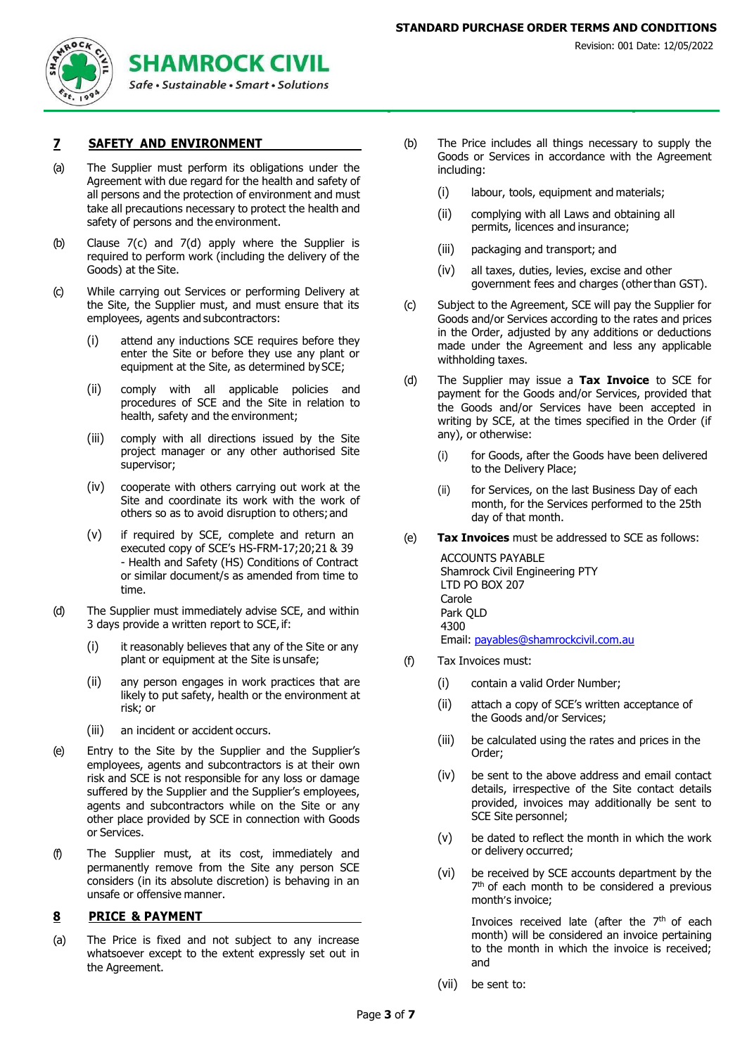## 7 SAFETY AND ENVIRONMENT

(a) The Supplier must perform its obligations under the Agreement with due regard for the health and safety of all persons and the protection of environment and must take all precautions necessary to protect the health and safety of persons and the environment.

(b) Clause 7(c) and 7(d) apply where the Supplier is required to perform work (including the delivery of the Goods) at the Site.

(c) While carrying out Services or performing Delivery at the Site, the Supplier must, and must ensure that its employees, agents and subcontractors:

(i) attend any inductions SCE requires before they enter the Site or before they use any plant or equipment at the Site, as determined by SCE;

(ii) comply with all applicable policies and procedures of SCE and the Site in relation to health, safety and the environment;

(iii) comply with all directions issued by the Site project manager or any other authorised Site supervisor;

(iv) cooperate with others carrying out work at the Site and coordinate its work with the work of others so as to avoid disruption to others; and

(v) if required by SCE, complete and return an executed copy of SCE's HS-FRM-17;20;21 & 39 - Health and Safety (HS) Conditions of Contract or similar document/s as amended from time to time.

(d) The Supplier must immediately advise SCE, and within 3 days provide a written report to SCE, if:

(i) it reasonably believes that any of the Site or any plant or equipment at the Site is unsafe;

(ii) any person engages in work practices that are likely to put safety, health or the environment at risk; or

(iii) an incident or accident occurs.

(e) Entry to the Site by the Supplier and the Supplier's employees, agents and subcontractors is at their own risk and SCE is not responsible for any loss or damage suffered by the Supplier and the Supplier's employees, agents and subcontractors while on the Site or any other place provided by SCE in connection with Goods or Services.

(f) The Supplier must, at its cost, immediately and permanently remove from the Site any person SCE considers (in its absolute discretion) is behaving in an unsafe or offensive manner.

## 8 PRICE & PAYMENT

(a) The Price is fixed and not subject to any increase whatsoever except to the extent expressly set out in the Agreement.

(b) The Price includes all things necessary to supply the Goods or Services in accordance with the Agreement including:

(i) labour, tools, equipment and materials;

(ii) complying with all Laws and obtaining all permits, licences and insurance;

(iii) packaging and transport; and

(iv) all taxes, duties, levies, excise and other government fees and charges (other than GST).

(c) Subject to the Agreement, SCE will pay the Supplier for Goods and/or Services according to the rates and prices in the Order, adjusted by any additions or deductions made under the Agreement and less any applicable withholding taxes.

(d) The Supplier may issue a **Tax Invoice** to SCE for payment for the Goods and/or Services, provided that the Goods and/or Services have been accepted in writing by SCE, at the times specified in the Order (if any), or otherwise:

(i) for Goods, after the Goods have been delivered to the Delivery Place;

(ii) for Services, on the last Business Day of each month, for the Services performed to the 25th day of that month.

(e) **Tax Invoices** must be addressed to SCE as follows:

ACCOUNTS PAYABLE
Shamrock Civil Engineering PTY LTD PO BOX 207
Carole Park QLD
4300
Email: payables@shamrockcivil.com.au

(f) Tax Invoices must:

(i) contain a valid Order Number;

(ii) attach a copy of SCE's written acceptance of the Goods and/or Services;

(iii) be calculated using the rates and prices in the Order;

(iv) be sent to the above address and email contact details, irrespective of the Site contact details provided, invoices may additionally be sent to SCE Site personnel;

(v) be dated to reflect the month in which the work or delivery occurred;

(vi) be received by SCE accounts department by the 7th of each month to be considered a previous month's invoice;

Invoices received late (after the 7th of each month) will be considered an invoice pertaining to the month in which the invoice is received; and

(vii) be sent to: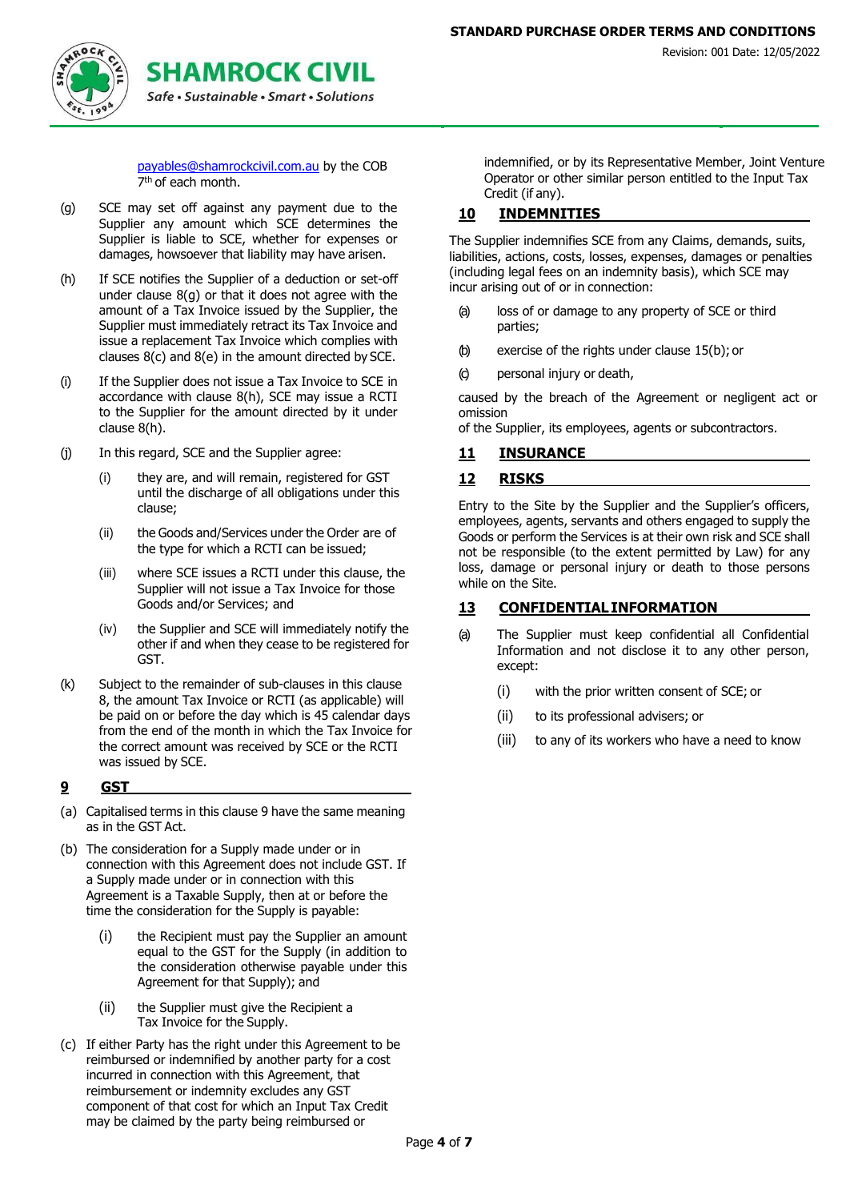payables@shamrockcivil.com.au by the COB 7th of each month.

(g) SCE may set off against any payment due to the Supplier any amount which SCE determines the Supplier is liable to SCE, whether for expenses or damages, howsoever that liability may have arisen.

(h) If SCE notifies the Supplier of a deduction or set-off under clause 8(g) or that it does not agree with the amount of a Tax Invoice issued by the Supplier, the Supplier must immediately retract its Tax Invoice and issue a replacement Tax Invoice which complies with clauses 8(c) and 8(e) in the amount directed by SCE.

(i) If the Supplier does not issue a Tax Invoice to SCE in accordance with clause 8(h), SCE may issue a RCTI to the Supplier for the amount directed by it under clause 8(h).

(j) In this regard, SCE and the Supplier agree:

  (i) they are, and will remain, registered for GST until the discharge of all obligations under this clause;

  (ii) the Goods and/Services under the Order are of the type for which a RCTI can be issued;

  (iii) where SCE issues a RCTI under this clause, the Supplier will not issue a Tax Invoice for those Goods and/or Services; and

  (iv) the Supplier and SCE will immediately notify the other if and when they cease to be registered for GST.

(k) Subject to the remainder of sub-clauses in this clause 8, the amount Tax Invoice or RCTI (as applicable) will be paid on or before the day which is 45 calendar days from the end of the month in which the Tax Invoice for the correct amount was received by SCE or the RCTI was issued by SCE.

## 9 GST

(a) Capitalised terms in this clause 9 have the same meaning as in the GST Act.

(b) The consideration for a Supply made under or in connection with this Agreement does not include GST. If a Supply made under or in connection with this Agreement is a Taxable Supply, then at or before the time the consideration for the Supply is payable:

  (i) the Recipient must pay the Supplier an amount equal to the GST for the Supply (in addition to the consideration otherwise payable under this Agreement for that Supply); and

  (ii) the Supplier must give the Recipient a Tax Invoice for the Supply.

(c) If either Party has the right under this Agreement to be reimbursed or indemnified by another party for a cost incurred in connection with this Agreement, that reimbursement or indemnity excludes any GST component of that cost for which an Input Tax Credit may be claimed by the party being reimbursed or indemnified, or by its Representative Member, Joint Venture Operator or other similar person entitled to the Input Tax Credit (if any).

## 10 INDEMNITIES

The Supplier indemnifies SCE from any Claims, demands, suits, liabilities, actions, costs, losses, expenses, damages or penalties (including legal fees on an indemnity basis), which SCE may incur arising out of or in connection:

(a) loss of or damage to any property of SCE or third parties;

(b) exercise of the rights under clause 15(b); or

(c) personal injury or death,

caused by the breach of the Agreement or negligent act or omission of the Supplier, its employees, agents or subcontractors.

## 11 INSURANCE

## 12 RISKS

Entry to the Site by the Supplier and the Supplier's officers, employees, agents, servants and others engaged to supply the Goods or perform the Services is at their own risk and SCE shall not be responsible (to the extent permitted by Law) for any loss, damage or personal injury or death to those persons while on the Site.

## 13 CONFIDENTIAL INFORMATION

(a) The Supplier must keep confidential all Confidential Information and not disclose it to any other person, except:

  (i) with the prior written consent of SCE; or

  (ii) to its professional advisers; or

  (iii) to any of its workers who have a need to know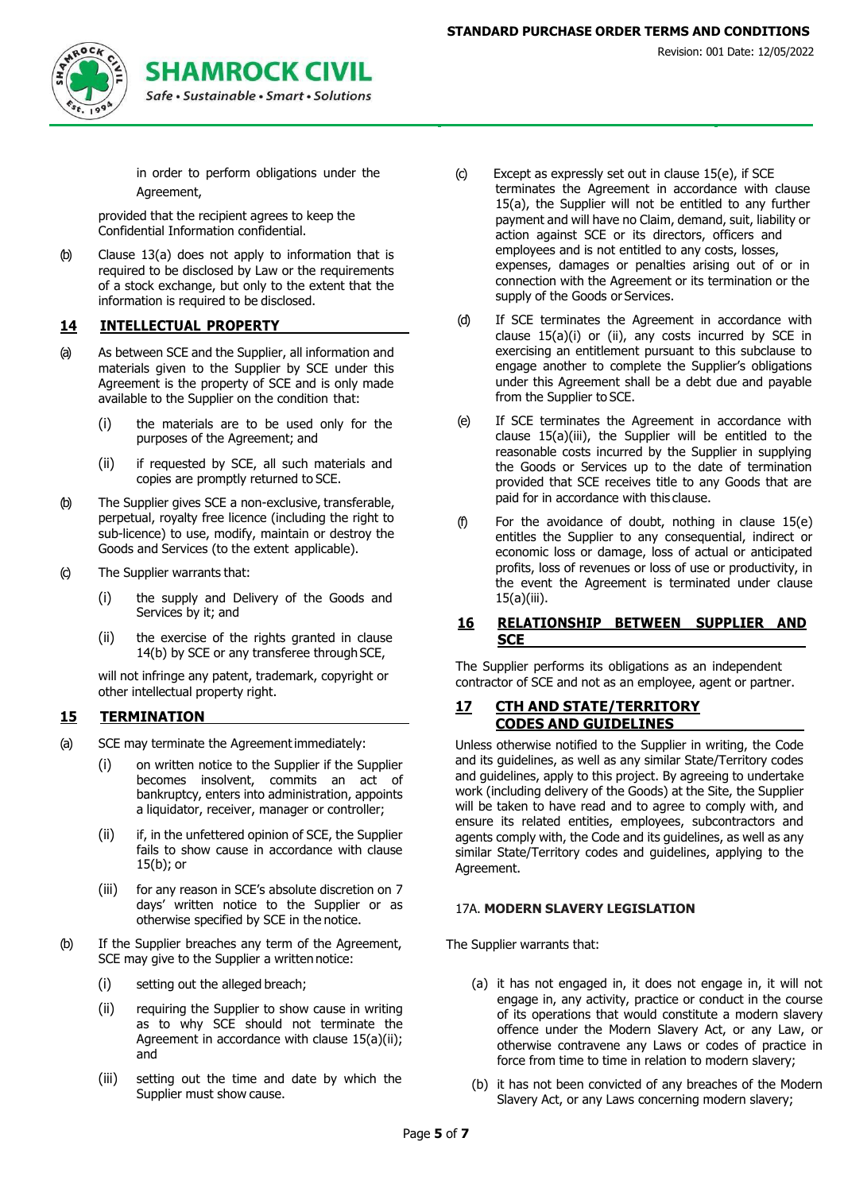in order to perform obligations under the Agreement,

provided that the recipient agrees to keep the Confidential Information confidential.

(b) Clause 13(a) does not apply to information that is required to be disclosed by Law or the requirements of a stock exchange, but only to the extent that the information is required to be disclosed.

## 14 INTELLECTUAL PROPERTY

(a) As between SCE and the Supplier, all information and materials given to the Supplier by SCE under this Agreement is the property of SCE and is only made available to the Supplier on the condition that:

(i) the materials are to be used only for the purposes of the Agreement; and

(ii) if requested by SCE, all such materials and copies are promptly returned to SCE.

(b) The Supplier gives SCE a non-exclusive, transferable, perpetual, royalty free licence (including the right to sub-licence) to use, modify, maintain or destroy the Goods and Services (to the extent applicable).

(c) The Supplier warrants that:

(i) the supply and Delivery of the Goods and Services by it; and

(ii) the exercise of the rights granted in clause 14(b) by SCE or any transferee through SCE,

will not infringe any patent, trademark, copyright or other intellectual property right.

## 15 TERMINATION

(a) SCE may terminate the Agreement immediately:

(i) on written notice to the Supplier if the Supplier becomes insolvent, commits an act of bankruptcy, enters into administration, appoints a liquidator, receiver, manager or controller;

(ii) if, in the unfettered opinion of SCE, the Supplier fails to show cause in accordance with clause 15(b); or

(iii) for any reason in SCE's absolute discretion on 7 days' written notice to the Supplier or as otherwise specified by SCE in the notice.

(b) If the Supplier breaches any term of the Agreement, SCE may give to the Supplier a written notice:

(i) setting out the alleged breach;

(ii) requiring the Supplier to show cause in writing as to why SCE should not terminate the Agreement in accordance with clause 15(a)(ii); and

(iii) setting out the time and date by which the Supplier must show cause.

(c) Except as expressly set out in clause 15(e), if SCE terminates the Agreement in accordance with clause 15(a), the Supplier will not be entitled to any further payment and will have no Claim, demand, suit, liability or action against SCE or its directors, officers and employees and is not entitled to any costs, losses, expenses, damages or penalties arising out of or in connection with the Agreement or its termination or the supply of the Goods or Services.

(d) If SCE terminates the Agreement in accordance with clause 15(a)(i) or (ii), any costs incurred by SCE in exercising an entitlement pursuant to this subclause to engage another to complete the Supplier's obligations under this Agreement shall be a debt due and payable from the Supplier to SCE.

(e) If SCE terminates the Agreement in accordance with clause 15(a)(iii), the Supplier will be entitled to the reasonable costs incurred by the Supplier in supplying the Goods or Services up to the date of termination provided that SCE receives title to any Goods that are paid for in accordance with this clause.

(f) For the avoidance of doubt, nothing in clause 15(e) entitles the Supplier to any consequential, indirect or economic loss or damage, loss of actual or anticipated profits, loss of revenues or loss of use or productivity, in the event the Agreement is terminated under clause 15(a)(iii).

## 16 RELATIONSHIP BETWEEN SUPPLIER AND SCE

The Supplier performs its obligations as an independent contractor of SCE and not as an employee, agent or partner.

## 17 CTH AND STATE/TERRITORY CODES AND GUIDELINES

Unless otherwise notified to the Supplier in writing, the Code and its guidelines, as well as any similar State/Territory codes and guidelines, apply to this project. By agreeing to undertake work (including delivery of the Goods) at the Site, the Supplier will be taken to have read and to agree to comply with, and ensure its related entities, employees, subcontractors and agents comply with, the Code and its guidelines, as well as any similar State/Territory codes and guidelines, applying to the Agreement.

### 17A. MODERN SLAVERY LEGISLATION

The Supplier warrants that:

(a) it has not engaged in, it does not engage in, it will not engage in, any activity, practice or conduct in the course of its operations that would constitute a modern slavery offence under the Modern Slavery Act, or any Law, or otherwise contravene any Laws or codes of practice in force from time to time in relation to modern slavery;

(b) it has not been convicted of any breaches of the Modern Slavery Act, or any Laws concerning modern slavery;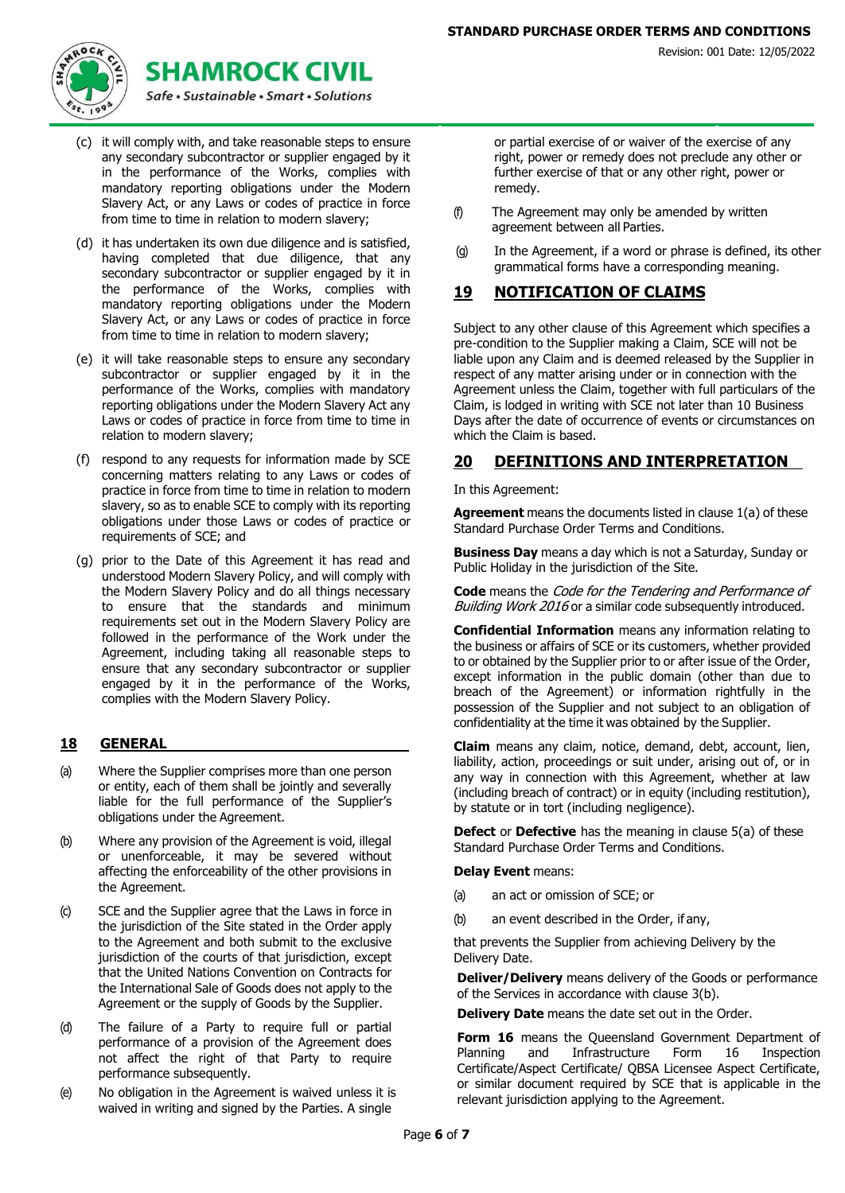(c) it will comply with, and take reasonable steps to ensure any secondary subcontractor or supplier engaged by it in the performance of the Works, complies with mandatory reporting obligations under the Modern Slavery Act, or any Laws or codes of practice in force from time to time in relation to modern slavery;

(d) it has undertaken its own due diligence and is satisfied, having completed that due diligence, that any secondary subcontractor or supplier engaged by it in the performance of the Works, complies with mandatory reporting obligations under the Modern Slavery Act, or any Laws or codes of practice in force from time to time in relation to modern slavery;

(e) it will take reasonable steps to ensure any secondary subcontractor or supplier engaged by it in the performance of the Works, complies with mandatory reporting obligations under the Modern Slavery Act any Laws or codes of practice in force from time to time in relation to modern slavery;

(f) respond to any requests for information made by SCE concerning matters relating to any Laws or codes of practice in force from time to time in relation to modern slavery, so as to enable SCE to comply with its reporting obligations under those Laws or codes of practice or requirements of SCE; and

(g) prior to the Date of this Agreement it has read and understood Modern Slavery Policy, and will comply with the Modern Slavery Policy and do all things necessary to ensure that the standards and minimum requirements set out in the Modern Slavery Policy are followed in the performance of the Work under the Agreement, including taking all reasonable steps to ensure that any secondary subcontractor or supplier engaged by it in the performance of the Works, complies with the Modern Slavery Policy.

## 18 GENERAL

(a) Where the Supplier comprises more than one person or entity, each of them shall be jointly and severally liable for the full performance of the Supplier's obligations under the Agreement.

(b) Where any provision of the Agreement is void, illegal or unenforceable, it may be severed without affecting the enforceability of the other provisions in the Agreement.

(c) SCE and the Supplier agree that the Laws in force in the jurisdiction of the Site stated in the Order apply to the Agreement and both submit to the exclusive jurisdiction of the courts of that jurisdiction, except that the United Nations Convention on Contracts for the International Sale of Goods does not apply to the Agreement or the supply of Goods by the Supplier.

(d) The failure of a Party to require full or partial performance of a provision of the Agreement does not affect the right of that Party to require performance subsequently.

(e) No obligation in the Agreement is waived unless it is waived in writing and signed by the Parties. A single or partial exercise of or waiver of the exercise of any right, power or remedy does not preclude any other or further exercise of that or any other right, power or remedy.

(f) The Agreement may only be amended by written agreement between all Parties.

(g) In the Agreement, if a word or phrase is defined, its other grammatical forms have a corresponding meaning.

## 19 NOTIFICATION OF CLAIMS

Subject to any other clause of this Agreement which specifies a pre-condition to the Supplier making a Claim, SCE will not be liable upon any Claim and is deemed released by the Supplier in respect of any matter arising under or in connection with the Agreement unless the Claim, together with full particulars of the Claim, is lodged in writing with SCE not later than 10 Business Days after the date of occurrence of events or circumstances on which the Claim is based.

## 20 DEFINITIONS AND INTERPRETATION

In this Agreement:

**Agreement** means the documents listed in clause 1(a) of these Standard Purchase Order Terms and Conditions.

**Business Day** means a day which is not a Saturday, Sunday or Public Holiday in the jurisdiction of the Site.

**Code** means the *Code for the Tendering and Performance of Building Work 2016* or a similar code subsequently introduced.

**Confidential Information** means any information relating to the business or affairs of SCE or its customers, whether provided to or obtained by the Supplier prior to or after issue of the Order, except information in the public domain (other than due to breach of the Agreement) or information rightfully in the possession of the Supplier and not subject to an obligation of confidentiality at the time it was obtained by the Supplier.

**Claim** means any claim, notice, demand, debt, account, lien, liability, action, proceedings or suit under, arising out of, or in any way in connection with this Agreement, whether at law (including breach of contract) or in equity (including restitution), by statute or in tort (including negligence).

**Defect** or **Defective** has the meaning in clause 5(a) of these Standard Purchase Order Terms and Conditions.

**Delay Event** means:

(a) an act or omission of SCE; or

(b) an event described in the Order, if any,

that prevents the Supplier from achieving Delivery by the Delivery Date.

**Deliver/Delivery** means delivery of the Goods or performance of the Services in accordance with clause 3(b).

**Delivery Date** means the date set out in the Order.

**Form 16** means the Queensland Government Department of Planning and Infrastructure Form 16 Inspection Certificate/Aspect Certificate/ QBSA Licensee Aspect Certificate, or similar document required by SCE that is applicable in the relevant jurisdiction applying to the Agreement.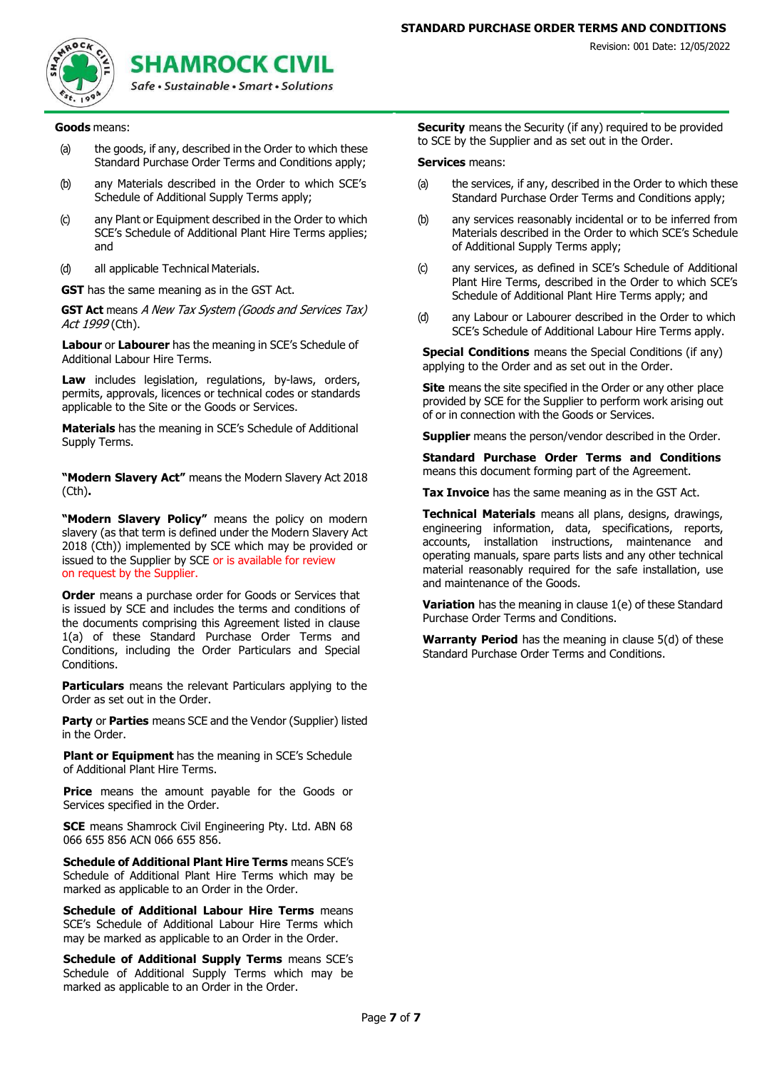**Goods** means:

(a) the goods, if any, described in the Order to which these Standard Purchase Order Terms and Conditions apply;

(b) any Materials described in the Order to which SCE's Schedule of Additional Supply Terms apply;

(c) any Plant or Equipment described in the Order to which SCE's Schedule of Additional Plant Hire Terms applies; and

(d) all applicable Technical Materials.

**GST** has the same meaning as in the GST Act.

**GST Act** means *A New Tax System (Goods and Services Tax) Act 1999* (Cth).

**Labour** or **Labourer** has the meaning in SCE's Schedule of Additional Labour Hire Terms.

**Law** includes legislation, regulations, by-laws, orders, permits, approvals, licences or technical codes or standards applicable to the Site or the Goods or Services.

**Materials** has the meaning in SCE's Schedule of Additional Supply Terms.

**"Modern Slavery Act"** means the Modern Slavery Act 2018 (Cth)**.**

**"Modern Slavery Policy"** means the policy on modern slavery (as that term is defined under the Modern Slavery Act 2018 (Cth)) implemented by SCE which may be provided or issued to the Supplier by SCE or is available for review on request by the Supplier.

**Order** means a purchase order for Goods or Services that is issued by SCE and includes the terms and conditions of the documents comprising this Agreement listed in clause 1(a) of these Standard Purchase Order Terms and Conditions, including the Order Particulars and Special Conditions.

**Particulars** means the relevant Particulars applying to the Order as set out in the Order.

**Party** or **Parties** means SCE and the Vendor (Supplier) listed in the Order.

**Plant or Equipment** has the meaning in SCE's Schedule of Additional Plant Hire Terms.

**Price** means the amount payable for the Goods or Services specified in the Order.

**SCE** means Shamrock Civil Engineering Pty. Ltd. ABN 68 066 655 856 ACN 066 655 856.

**Schedule of Additional Plant Hire Terms** means SCE's Schedule of Additional Plant Hire Terms which may be marked as applicable to an Order in the Order.

**Schedule of Additional Labour Hire Terms** means SCE's Schedule of Additional Labour Hire Terms which may be marked as applicable to an Order in the Order.

**Schedule of Additional Supply Terms** means SCE's Schedule of Additional Supply Terms which may be marked as applicable to an Order in the Order.

**Security** means the Security (if any) required to be provided to SCE by the Supplier and as set out in the Order.

**Services** means:

(a) the services, if any, described in the Order to which these Standard Purchase Order Terms and Conditions apply;

(b) any services reasonably incidental or to be inferred from Materials described in the Order to which SCE's Schedule of Additional Supply Terms apply;

(c) any services, as defined in SCE's Schedule of Additional Plant Hire Terms, described in the Order to which SCE's Schedule of Additional Plant Hire Terms apply; and

(d) any Labour or Labourer described in the Order to which SCE's Schedule of Additional Labour Hire Terms apply.

**Special Conditions** means the Special Conditions (if any) applying to the Order and as set out in the Order.

**Site** means the site specified in the Order or any other place provided by SCE for the Supplier to perform work arising out of or in connection with the Goods or Services.

**Supplier** means the person/vendor described in the Order.

**Standard Purchase Order Terms and Conditions** means this document forming part of the Agreement.

**Tax Invoice** has the same meaning as in the GST Act.

**Technical Materials** means all plans, designs, drawings, engineering information, data, specifications, reports, accounts, installation instructions, maintenance and operating manuals, spare parts lists and any other technical material reasonably required for the safe installation, use and maintenance of the Goods.

**Variation** has the meaning in clause 1(e) of these Standard Purchase Order Terms and Conditions.

**Warranty Period** has the meaning in clause 5(d) of these Standard Purchase Order Terms and Conditions.